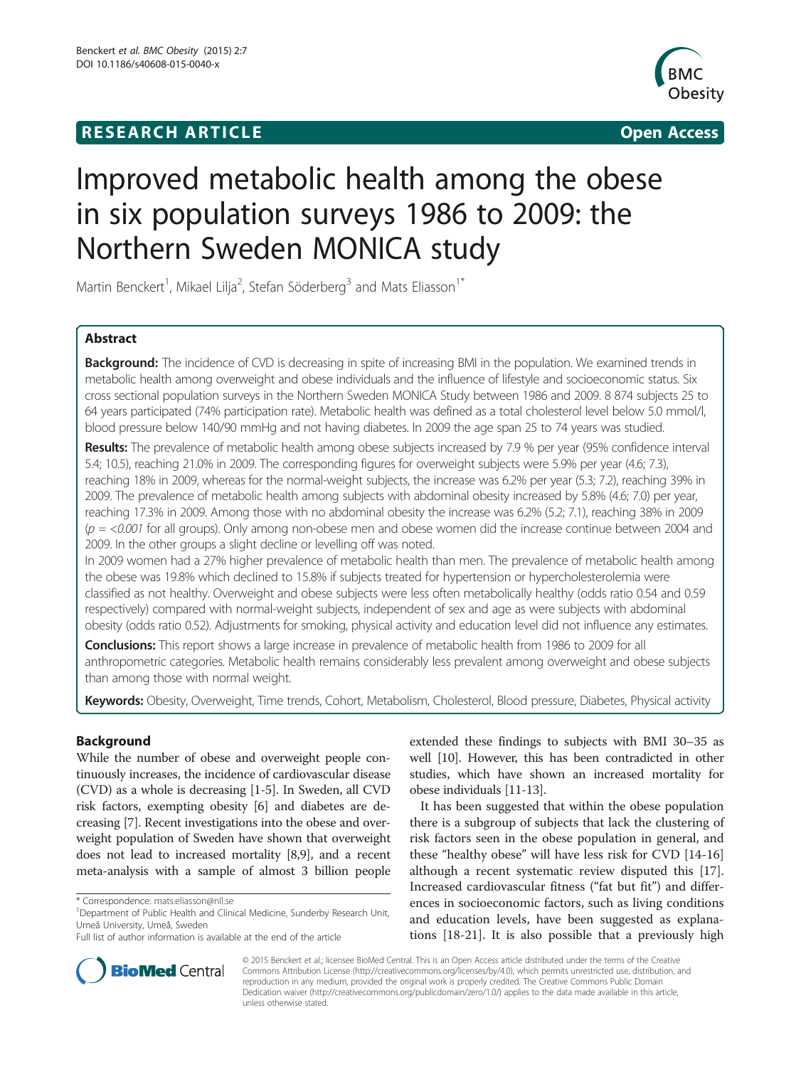**RESEARCH ARTICLE** **Open Access**

# Improved metabolic health among the obese in six population surveys 1986 to 2009: the Northern Sweden MONICA study

Martin Benckert[1], Mikael Lilja[2], Stefan Söderberg[3] and Mats Eliasson[1*]

## Abstract

**Background:** The incidence of CVD is decreasing in spite of increasing BMI in the population. We examined trends in metabolic health among overweight and obese individuals and the influence of lifestyle and socioeconomic status. Six cross sectional population surveys in the Northern Sweden MONICA Study between 1986 and 2009. 8 874 subjects 25 to 64 years participated (74% participation rate). Metabolic health was defined as a total cholesterol level below 5.0 mmol/l, blood pressure below 140/90 mmHg and not having diabetes. In 2009 the age span 25 to 74 years was studied.

**Results:** The prevalence of metabolic health among obese subjects increased by 7.9 % per year (95% confidence interval 5.4; 10.5), reaching 21.0% in 2009. The corresponding figures for overweight subjects were 5.9% per year (4.6; 7.3), reaching 18% in 2009, whereas for the normal-weight subjects, the increase was 6.2% per year (5.3; 7.2), reaching 39% in 2009. The prevalence of metabolic health among subjects with abdominal obesity increased by 5.8% (4.6; 7.0) per year, reaching 17.3% in 2009. Among those with no abdominal obesity the increase was 6.2% (5.2; 7.1), reaching 38% in 2009 ($p = <0.001$ for all groups). Only among non-obese men and obese women did the increase continue between 2004 and 2009. In the other groups a slight decline or levelling off was noted.

In 2009 women had a 27% higher prevalence of metabolic health than men. The prevalence of metabolic health among the obese was 19.8% which declined to 15.8% if subjects treated for hypertension or hypercholesterolemia were classified as not healthy. Overweight and obese subjects were less often metabolically healthy (odds ratio 0.54 and 0.59 respectively) compared with normal-weight subjects, independent of sex and age as were subjects with abdominal obesity (odds ratio 0.52). Adjustments for smoking, physical activity and education level did not influence any estimates.

**Conclusions:** This report shows a large increase in prevalence of metabolic health from 1986 to 2009 for all anthropometric categories. Metabolic health remains considerably less prevalent among overweight and obese subjects than among those with normal weight.

**Keywords:** Obesity, Overweight, Time trends, Cohort, Metabolism, Cholesterol, Blood pressure, Diabetes, Physical activity

## Background

While the number of obese and overweight people continuously increases, the incidence of cardiovascular disease (CVD) as a whole is decreasing [1-5]. In Sweden, all CVD risk factors, exempting obesity [6] and diabetes are decreasing [7]. Recent investigations into the obese and overweight population of Sweden have shown that overweight does not lead to increased mortality [8,9], and a recent meta-analysis with a sample of almost 3 billion people extended these findings to subjects with BMI 30–35 as well [10]. However, this has been contradicted in other studies, which have shown an increased mortality for obese individuals [11-13].

It has been suggested that within the obese population there is a subgroup of subjects that lack the clustering of risk factors seen in the obese population in general, and these "healthy obese" will have less risk for CVD [14-16] although a recent systematic review disputed this [17]. Increased cardiovascular fitness ("fat but fit") and differences in socioeconomic factors, such as living conditions and education levels, have been suggested as explanations [18-21]. It is also possible that a previously high

\* Correspondence: mats.eliasson@nll.se

[1]Department of Public Health and Clinical Medicine, Sunderby Research Unit, Umeå University, Umeå, Sweden

Full list of author information is available at the end of the article

© 2015 Benckert et al.; licensee BioMed Central. This is an Open Access article distributed under the terms of the Creative Commons Attribution License (http://creativecommons.org/licenses/by/4.0), which permits unrestricted use, distribution, and reproduction in any medium, provided the original work is properly credited. The Creative Commons Public Domain Dedication waiver (http://creativecommons.org/publicdomain/zero/1.0/) applies to the data made available in this article, unless otherwise stated.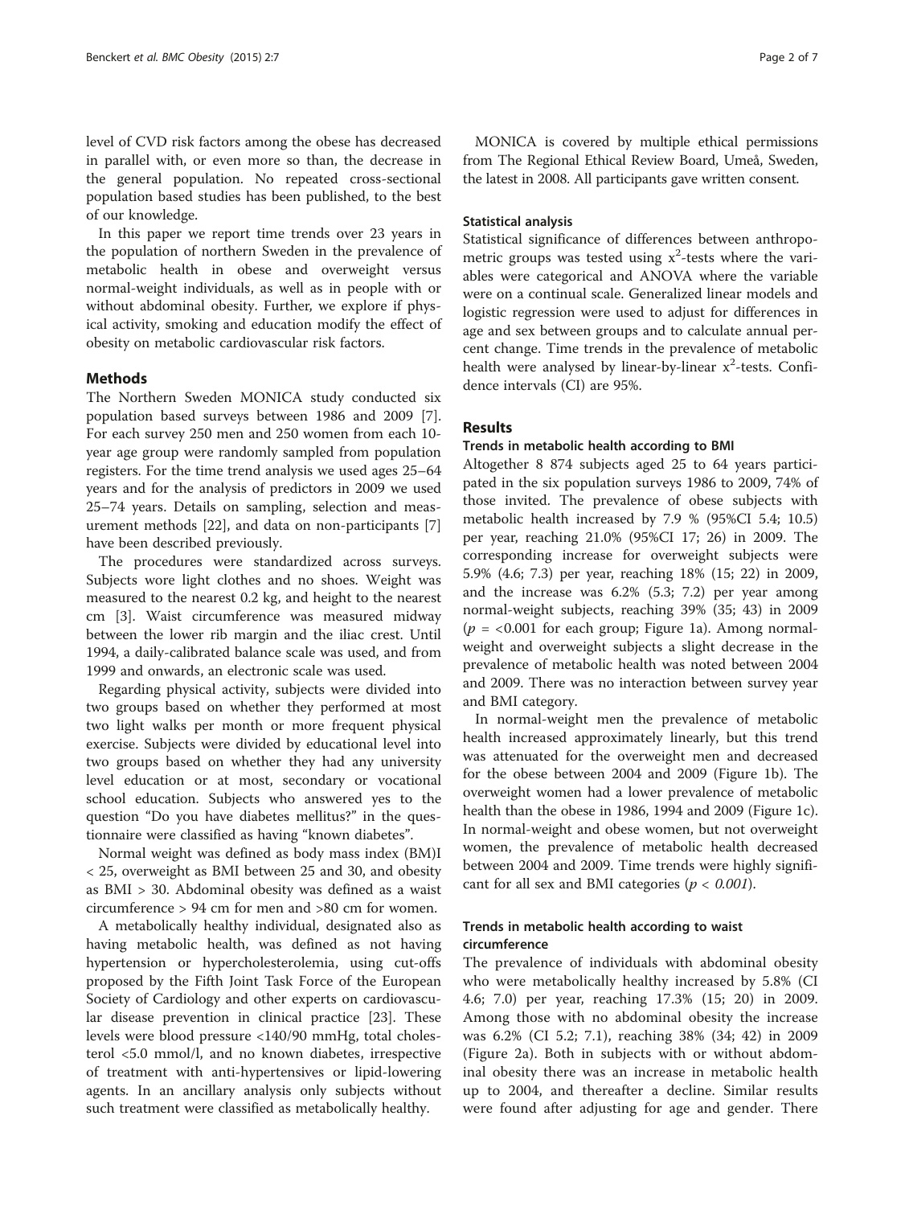level of CVD risk factors among the obese has decreased in parallel with, or even more so than, the decrease in the general population. No repeated cross-sectional population based studies has been published, to the best of our knowledge.

In this paper we report time trends over 23 years in the population of northern Sweden in the prevalence of metabolic health in obese and overweight versus normal-weight individuals, as well as in people with or without abdominal obesity. Further, we explore if physical activity, smoking and education modify the effect of obesity on metabolic cardiovascular risk factors.

## Methods

The Northern Sweden MONICA study conducted six population based surveys between 1986 and 2009 [7]. For each survey 250 men and 250 women from each 10-year age group were randomly sampled from population registers. For the time trend analysis we used ages 25–64 years and for the analysis of predictors in 2009 we used 25–74 years. Details on sampling, selection and measurement methods [22], and data on non-participants [7] have been described previously.

The procedures were standardized across surveys. Subjects wore light clothes and no shoes. Weight was measured to the nearest 0.2 kg, and height to the nearest cm [3]. Waist circumference was measured midway between the lower rib margin and the iliac crest. Until 1994, a daily-calibrated balance scale was used, and from 1999 and onwards, an electronic scale was used.

Regarding physical activity, subjects were divided into two groups based on whether they performed at most two light walks per month or more frequent physical exercise. Subjects were divided by educational level into two groups based on whether they had any university level education or at most, secondary or vocational school education. Subjects who answered yes to the question "Do you have diabetes mellitus?" in the questionnaire were classified as having "known diabetes".

Normal weight was defined as body mass index (BM)I < 25, overweight as BMI between 25 and 30, and obesity as BMI > 30. Abdominal obesity was defined as a waist circumference > 94 cm for men and >80 cm for women.

A metabolically healthy individual, designated also as having metabolic health, was defined as not having hypertension or hypercholesterolemia, using cut-offs proposed by the Fifth Joint Task Force of the European Society of Cardiology and other experts on cardiovascular disease prevention in clinical practice [23]. These levels were blood pressure <140/90 mmHg, total cholesterol <5.0 mmol/l, and no known diabetes, irrespective of treatment with anti-hypertensives or lipid-lowering agents. In an ancillary analysis only subjects without such treatment were classified as metabolically healthy.

MONICA is covered by multiple ethical permissions from The Regional Ethical Review Board, Umeå, Sweden, the latest in 2008. All participants gave written consent.

### Statistical analysis

Statistical significance of differences between anthropometric groups was tested using $x^2$-tests where the variables were categorical and ANOVA where the variable were on a continual scale. Generalized linear models and logistic regression were used to adjust for differences in age and sex between groups and to calculate annual percent change. Time trends in the prevalence of metabolic health were analysed by linear-by-linear $x^2$-tests. Confidence intervals (CI) are 95%.

## Results

### Trends in metabolic health according to BMI

Altogether 8 874 subjects aged 25 to 64 years participated in the six population surveys 1986 to 2009, 74% of those invited. The prevalence of obese subjects with metabolic health increased by 7.9 % (95%CI 5.4; 10.5) per year, reaching 21.0% (95%CI 17; 26) in 2009. The corresponding increase for overweight subjects were 5.9% (4.6; 7.3) per year, reaching 18% (15; 22) in 2009, and the increase was 6.2% (5.3; 7.2) per year among normal-weight subjects, reaching 39% (35; 43) in 2009 ($p$ = <0.001 for each group; Figure 1a). Among normal-weight and overweight subjects a slight decrease in the prevalence of metabolic health was noted between 2004 and 2009. There was no interaction between survey year and BMI category.

In normal-weight men the prevalence of metabolic health increased approximately linearly, but this trend was attenuated for the overweight men and decreased for the obese between 2004 and 2009 (Figure 1b). The overweight women had a lower prevalence of metabolic health than the obese in 1986, 1994 and 2009 (Figure 1c). In normal-weight and obese women, but not overweight women, the prevalence of metabolic health decreased between 2004 and 2009. Time trends were highly significant for all sex and BMI categories ($p < 0.001$).

### Trends in metabolic health according to waist circumference

The prevalence of individuals with abdominal obesity who were metabolically healthy increased by 5.8% (CI 4.6; 7.0) per year, reaching 17.3% (15; 20) in 2009. Among those with no abdominal obesity the increase was 6.2% (CI 5.2; 7.1), reaching 38% (34; 42) in 2009 (Figure 2a). Both in subjects with or without abdominal obesity there was an increase in metabolic health up to 2004, and thereafter a decline. Similar results were found after adjusting for age and gender. There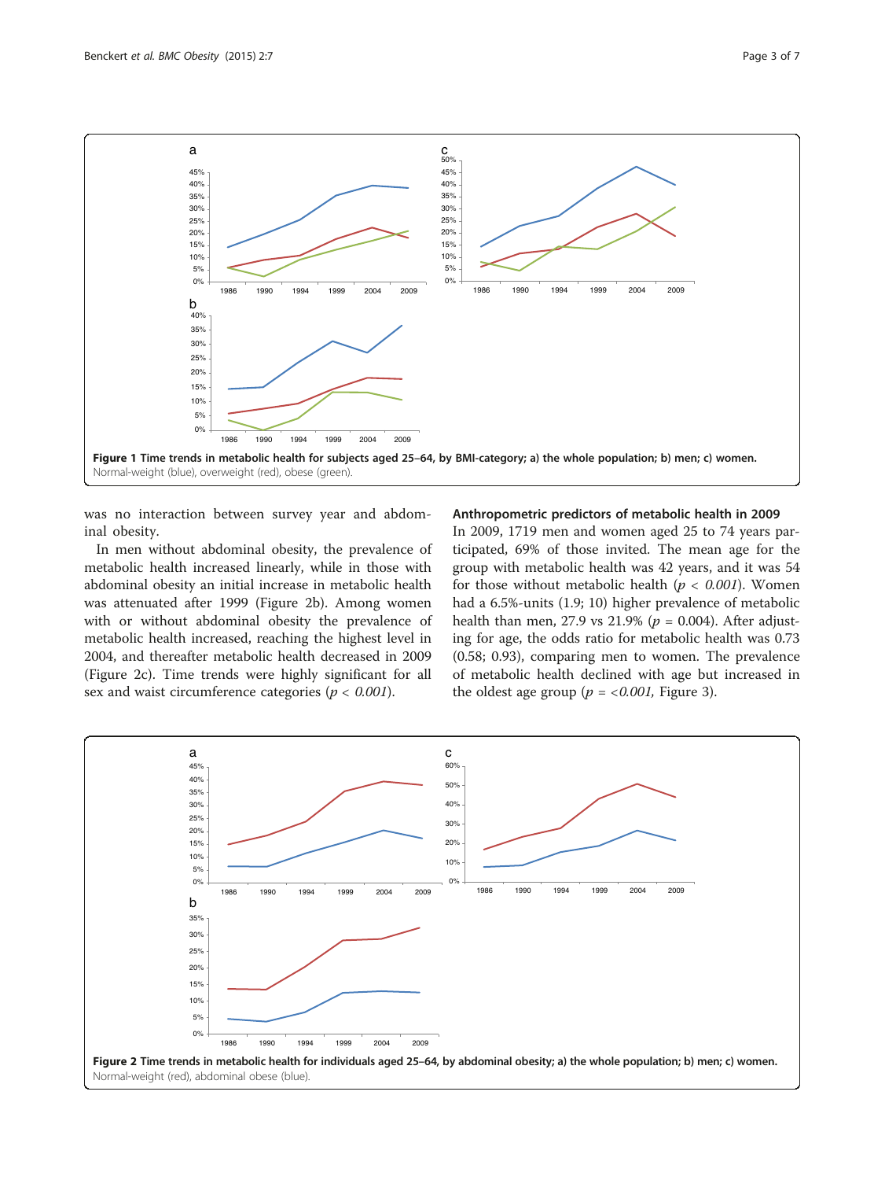Figure 1 Time trends in metabolic health for subjects aged 25–64, by BMI-category; a) the whole population; b) men; c) women. Normal-weight (blue), overweight (red), obese (green).

was no interaction between survey year and abdominal obesity.

In men without abdominal obesity, the prevalence of metabolic health increased linearly, while in those with abdominal obesity an initial increase in metabolic health was attenuated after 1999 (Figure 2b). Among women with or without abdominal obesity the prevalence of metabolic health increased, reaching the highest level in 2004, and thereafter metabolic health decreased in 2009 (Figure 2c). Time trends were highly significant for all sex and waist circumference categories ($p < 0.001$).

### Anthropometric predictors of metabolic health in 2009

In 2009, 1719 men and women aged 25 to 74 years participated, 69% of those invited. The mean age for the group with metabolic health was 42 years, and it was 54 for those without metabolic health ($p < 0.001$). Women had a 6.5%-units (1.9; 10) higher prevalence of metabolic health than men, 27.9 vs 21.9% ($p$ = 0.004). After adjusting for age, the odds ratio for metabolic health was 0.73 (0.58; 0.93), comparing men to women. The prevalence of metabolic health declined with age but increased in the oldest age group ($p$ = <$0.001$, Figure 3).

Figure 2 Time trends in metabolic health for individuals aged 25–64, by abdominal obesity; a) the whole population; b) men; c) women. Normal-weight (red), abdominal obese (blue).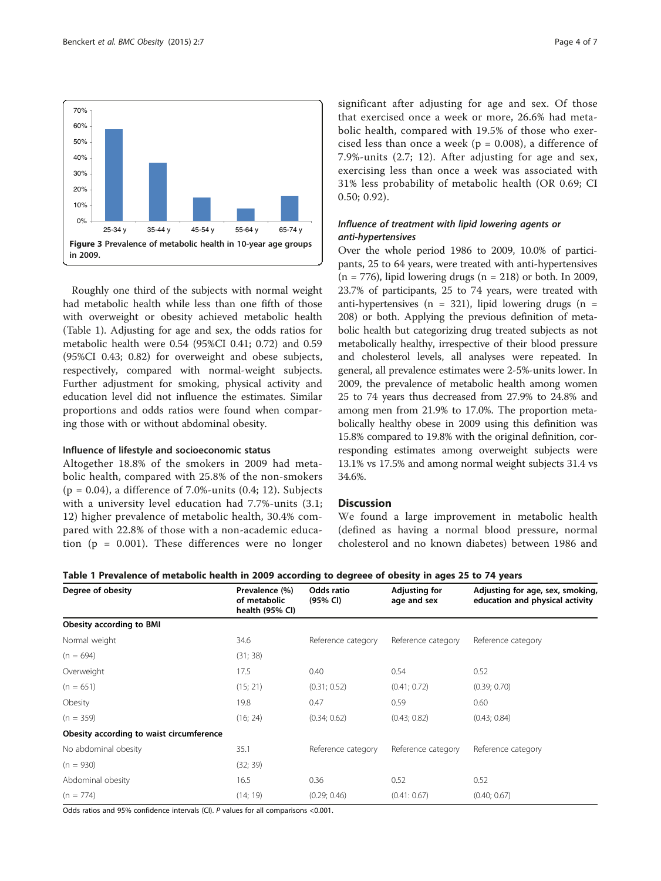Figure 3 Prevalence of metabolic health in 10-year age groups in 2009.

Roughly one third of the subjects with normal weight had metabolic health while less than one fifth of those with overweight or obesity achieved metabolic health (Table 1). Adjusting for age and sex, the odds ratios for metabolic health were 0.54 (95%CI 0.41; 0.72) and 0.59 (95%CI 0.43; 0.82) for overweight and obese subjects, respectively, compared with normal-weight subjects. Further adjustment for smoking, physical activity and education level did not influence the estimates. Similar proportions and odds ratios were found when comparing those with or without abdominal obesity.

### Influence of lifestyle and socioeconomic status

Altogether 18.8% of the smokers in 2009 had metabolic health, compared with 25.8% of the non-smokers ($p = 0.04$), a difference of 7.0%-units (0.4; 12). Subjects with a university level education had 7.7%-units (3.1; 12) higher prevalence of metabolic health, 30.4% compared with 22.8% of those with a non-academic education ($p = 0.001$). These differences were no longer significant after adjusting for age and sex. Of those that exercised once a week or more, 26.6% had metabolic health, compared with 19.5% of those who exercised less than once a week ($p = 0.008$), a difference of 7.9%-units (2.7; 12). After adjusting for age and sex, exercising less than once a week was associated with 31% less probability of metabolic health (OR 0.69; CI 0.50; 0.92).

### *Influence of treatment with lipid lowering agents or anti-hypertensives*

Over the whole period 1986 to 2009, 10.0% of participants, 25 to 64 years, were treated with anti-hypertensives ($n = 776$), lipid lowering drugs ($n = 218$) or both. In 2009, 23.7% of participants, 25 to 74 years, were treated with anti-hypertensives ($n = 321$), lipid lowering drugs ($n = 208$) or both. Applying the previous definition of metabolic health but categorizing drug treated subjects as not metabolically healthy, irrespective of their blood pressure and cholesterol levels, all analyses were repeated. In general, all prevalence estimates were 2-5%-units lower. In 2009, the prevalence of metabolic health among women 25 to 74 years thus decreased from 27.9% to 24.8% and among men from 21.9% to 17.0%. The proportion metabolically healthy obese in 2009 using this definition was 15.8% compared to 19.8% with the original definition, corresponding estimates among overweight subjects were 13.1% vs 17.5% and among normal weight subjects 31.4 vs 34.6%.

## Discussion

We found a large improvement in metabolic health (defined as having a normal blood pressure, normal cholesterol and no known diabetes) between 1986 and

**Table 1 Prevalence of metabolic health in 2009 according to degreee of obesity in ages 25 to 74 years**

| Degree of obesity | Prevalence (%) of metabolic health (95% CI) | Odds ratio (95% CI) | Adjusting for age and sex | Adjusting for age, sex, smoking, education and physical activity |
|---|---|---|---|---|
| **Obesity according to BMI** | | | | |
| Normal weight | 34.6 | Reference category | Reference category | Reference category |
| ($n = 694$) | (31; 38) | | | |
| Overweight | 17.5 | 0.40 | 0.54 | 0.52 |
| ($n = 651$) | (15; 21) | (0.31; 0.52) | (0.41; 0.72) | (0.39; 0.70) |
| Obesity | 19.8 | 0.47 | 0.59 | 0.60 |
| ($n = 359$) | (16; 24) | (0.34; 0.62) | (0.43; 0.82) | (0.43; 0.84) |
| **Obesity according to waist circumference** | | | | |
| No abdominal obesity | 35.1 | Reference category | Reference category | Reference category |
| ($n = 930$) | (32; 39) | | | |
| Abdominal obesity | 16.5 | 0.36 | 0.52 | 0.52 |
| ($n = 774$) | (14; 19) | (0.29; 0.46) | (0.41: 0.67) | (0.40; 0.67) |

Odds ratios and 95% confidence intervals (CI). *P* values for all comparisons <0.001.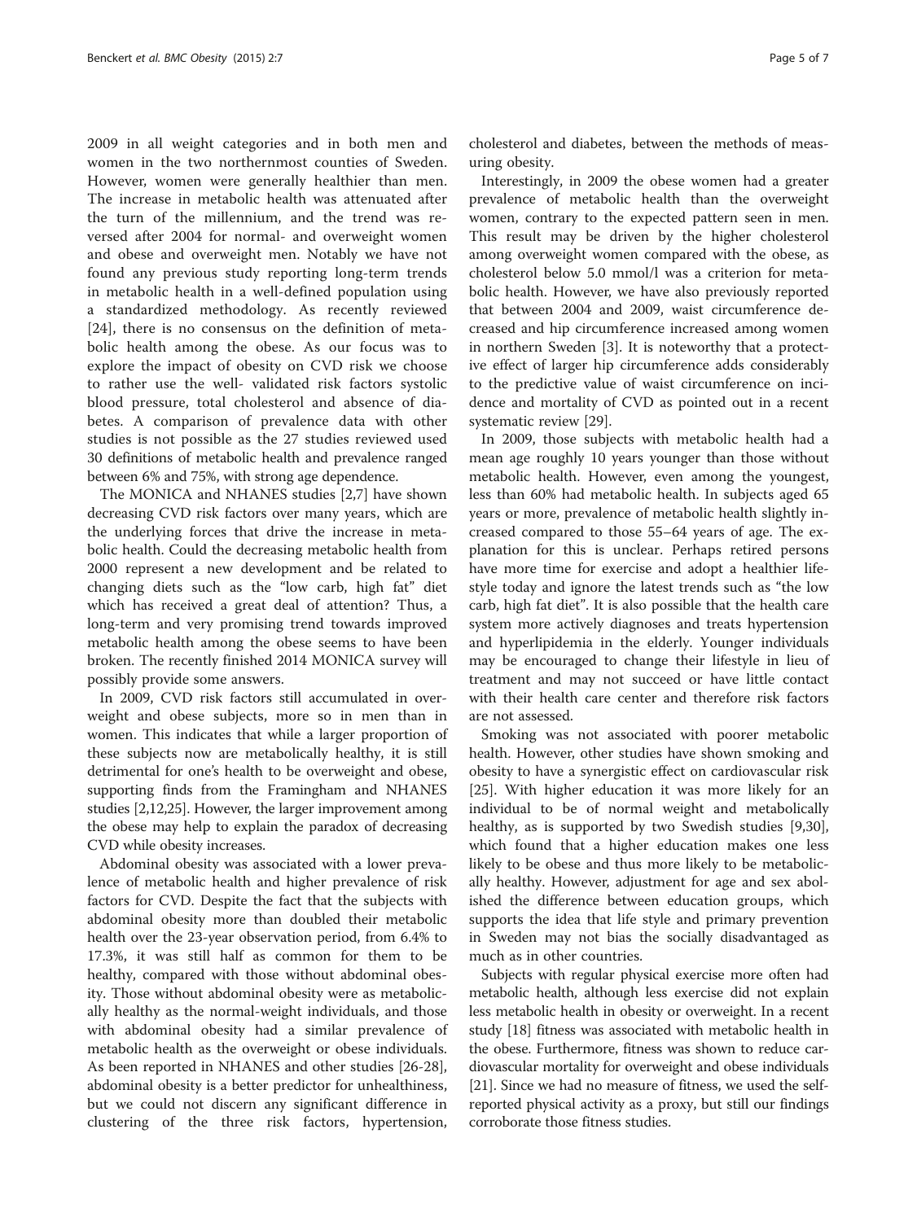2009 in all weight categories and in both men and women in the two northernmost counties of Sweden. However, women were generally healthier than men. The increase in metabolic health was attenuated after the turn of the millennium, and the trend was reversed after 2004 for normal- and overweight women and obese and overweight men. Notably we have not found any previous study reporting long-term trends in metabolic health in a well-defined population using a standardized methodology. As recently reviewed [24], there is no consensus on the definition of metabolic health among the obese. As our focus was to explore the impact of obesity on CVD risk we choose to rather use the well- validated risk factors systolic blood pressure, total cholesterol and absence of diabetes. A comparison of prevalence data with other studies is not possible as the 27 studies reviewed used 30 definitions of metabolic health and prevalence ranged between 6% and 75%, with strong age dependence.

The MONICA and NHANES studies [2,7] have shown decreasing CVD risk factors over many years, which are the underlying forces that drive the increase in metabolic health. Could the decreasing metabolic health from 2000 represent a new development and be related to changing diets such as the "low carb, high fat" diet which has received a great deal of attention? Thus, a long-term and very promising trend towards improved metabolic health among the obese seems to have been broken. The recently finished 2014 MONICA survey will possibly provide some answers.

In 2009, CVD risk factors still accumulated in overweight and obese subjects, more so in men than in women. This indicates that while a larger proportion of these subjects now are metabolically healthy, it is still detrimental for one's health to be overweight and obese, supporting finds from the Framingham and NHANES studies [2,12,25]. However, the larger improvement among the obese may help to explain the paradox of decreasing CVD while obesity increases.

Abdominal obesity was associated with a lower prevalence of metabolic health and higher prevalence of risk factors for CVD. Despite the fact that the subjects with abdominal obesity more than doubled their metabolic health over the 23-year observation period, from 6.4% to 17.3%, it was still half as common for them to be healthy, compared with those without abdominal obesity. Those without abdominal obesity were as metabolically healthy as the normal-weight individuals, and those with abdominal obesity had a similar prevalence of metabolic health as the overweight or obese individuals. As been reported in NHANES and other studies [26-28], abdominal obesity is a better predictor for unhealthiness, but we could not discern any significant difference in clustering of the three risk factors, hypertension, cholesterol and diabetes, between the methods of measuring obesity.

Interestingly, in 2009 the obese women had a greater prevalence of metabolic health than the overweight women, contrary to the expected pattern seen in men. This result may be driven by the higher cholesterol among overweight women compared with the obese, as cholesterol below 5.0 mmol/l was a criterion for metabolic health. However, we have also previously reported that between 2004 and 2009, waist circumference decreased and hip circumference increased among women in northern Sweden [3]. It is noteworthy that a protective effect of larger hip circumference adds considerably to the predictive value of waist circumference on incidence and mortality of CVD as pointed out in a recent systematic review [29].

In 2009, those subjects with metabolic health had a mean age roughly 10 years younger than those without metabolic health. However, even among the youngest, less than 60% had metabolic health. In subjects aged 65 years or more, prevalence of metabolic health slightly increased compared to those 55–64 years of age. The explanation for this is unclear. Perhaps retired persons have more time for exercise and adopt a healthier lifestyle today and ignore the latest trends such as "the low carb, high fat diet". It is also possible that the health care system more actively diagnoses and treats hypertension and hyperlipidemia in the elderly. Younger individuals may be encouraged to change their lifestyle in lieu of treatment and may not succeed or have little contact with their health care center and therefore risk factors are not assessed.

Smoking was not associated with poorer metabolic health. However, other studies have shown smoking and obesity to have a synergistic effect on cardiovascular risk [25]. With higher education it was more likely for an individual to be of normal weight and metabolically healthy, as is supported by two Swedish studies [9,30], which found that a higher education makes one less likely to be obese and thus more likely to be metabolically healthy. However, adjustment for age and sex abolished the difference between education groups, which supports the idea that life style and primary prevention in Sweden may not bias the socially disadvantaged as much as in other countries.

Subjects with regular physical exercise more often had metabolic health, although less exercise did not explain less metabolic health in obesity or overweight. In a recent study [18] fitness was associated with metabolic health in the obese. Furthermore, fitness was shown to reduce cardiovascular mortality for overweight and obese individuals [21]. Since we had no measure of fitness, we used the self-reported physical activity as a proxy, but still our findings corroborate those fitness studies.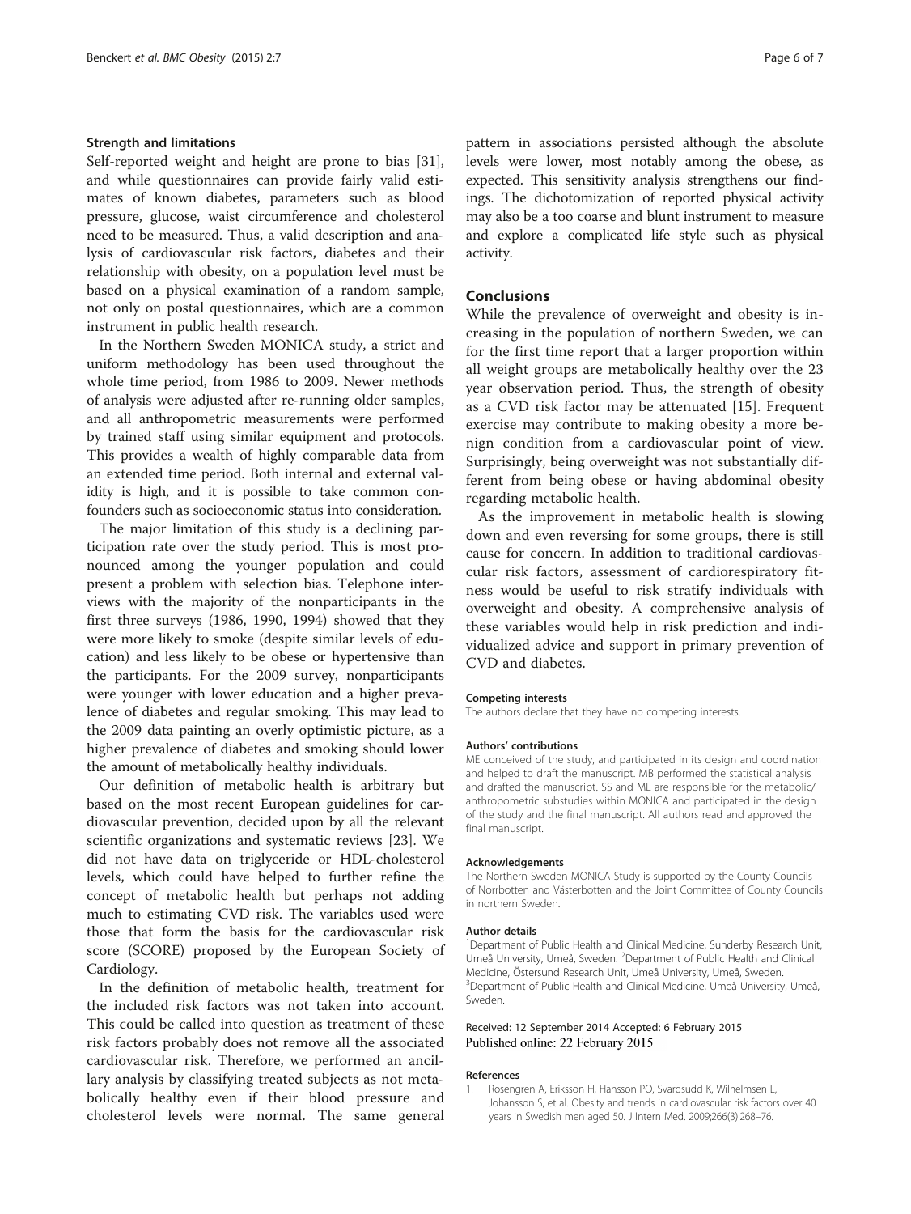### Strength and limitations

Self-reported weight and height are prone to bias [31], and while questionnaires can provide fairly valid estimates of known diabetes, parameters such as blood pressure, glucose, waist circumference and cholesterol need to be measured. Thus, a valid description and analysis of cardiovascular risk factors, diabetes and their relationship with obesity, on a population level must be based on a physical examination of a random sample, not only on postal questionnaires, which are a common instrument in public health research.

In the Northern Sweden MONICA study, a strict and uniform methodology has been used throughout the whole time period, from 1986 to 2009. Newer methods of analysis were adjusted after re-running older samples, and all anthropometric measurements were performed by trained staff using similar equipment and protocols. This provides a wealth of highly comparable data from an extended time period. Both internal and external validity is high, and it is possible to take common confounders such as socioeconomic status into consideration.

The major limitation of this study is a declining participation rate over the study period. This is most pronounced among the younger population and could present a problem with selection bias. Telephone interviews with the majority of the nonparticipants in the first three surveys (1986, 1990, 1994) showed that they were more likely to smoke (despite similar levels of education) and less likely to be obese or hypertensive than the participants. For the 2009 survey, nonparticipants were younger with lower education and a higher prevalence of diabetes and regular smoking. This may lead to the 2009 data painting an overly optimistic picture, as a higher prevalence of diabetes and smoking should lower the amount of metabolically healthy individuals.

Our definition of metabolic health is arbitrary but based on the most recent European guidelines for cardiovascular prevention, decided upon by all the relevant scientific organizations and systematic reviews [23]. We did not have data on triglyceride or HDL-cholesterol levels, which could have helped to further refine the concept of metabolic health but perhaps not adding much to estimating CVD risk. The variables used were those that form the basis for the cardiovascular risk score (SCORE) proposed by the European Society of Cardiology.

In the definition of metabolic health, treatment for the included risk factors was not taken into account. This could be called into question as treatment of these risk factors probably does not remove all the associated cardiovascular risk. Therefore, we performed an ancillary analysis by classifying treated subjects as not metabolically healthy even if their blood pressure and cholesterol levels were normal. The same general pattern in associations persisted although the absolute levels were lower, most notably among the obese, as expected. This sensitivity analysis strengthens our findings. The dichotomization of reported physical activity may also be a too coarse and blunt instrument to measure and explore a complicated life style such as physical activity.

## Conclusions

While the prevalence of overweight and obesity is increasing in the population of northern Sweden, we can for the first time report that a larger proportion within all weight groups are metabolically healthy over the 23 year observation period. Thus, the strength of obesity as a CVD risk factor may be attenuated [15]. Frequent exercise may contribute to making obesity a more benign condition from a cardiovascular point of view. Surprisingly, being overweight was not substantially different from being obese or having abdominal obesity regarding metabolic health.

As the improvement in metabolic health is slowing down and even reversing for some groups, there is still cause for concern. In addition to traditional cardiovascular risk factors, assessment of cardiorespiratory fitness would be useful to risk stratify individuals with overweight and obesity. A comprehensive analysis of these variables would help in risk prediction and individualized advice and support in primary prevention of CVD and diabetes.

#### Competing interests

The authors declare that they have no competing interests.

#### Authors' contributions

ME conceived of the study, and participated in its design and coordination and helped to draft the manuscript. MB performed the statistical analysis and drafted the manuscript. SS and ML are responsible for the metabolic/anthropometric substudies within MONICA and participated in the design of the study and the final manuscript. All authors read and approved the final manuscript.

#### Acknowledgements

The Northern Sweden MONICA Study is supported by the County Councils of Norrbotten and Västerbotten and the Joint Committee of County Councils in northern Sweden.

#### Author details

[1]Department of Public Health and Clinical Medicine, Sunderby Research Unit, Umeå University, Umeå, Sweden. [2]Department of Public Health and Clinical Medicine, Östersund Research Unit, Umeå University, Umeå, Sweden. [3]Department of Public Health and Clinical Medicine, Umeå University, Umeå, Sweden.

Received: 12 September 2014 Accepted: 6 February 2015
Published online: 22 February 2015

#### References

1. Rosengren A, Eriksson H, Hansson PO, Svardsudd K, Wilhelmsen L, Johansson S, et al. Obesity and trends in cardiovascular risk factors over 40 years in Swedish men aged 50. J Intern Med. 2009;266(3):268–76.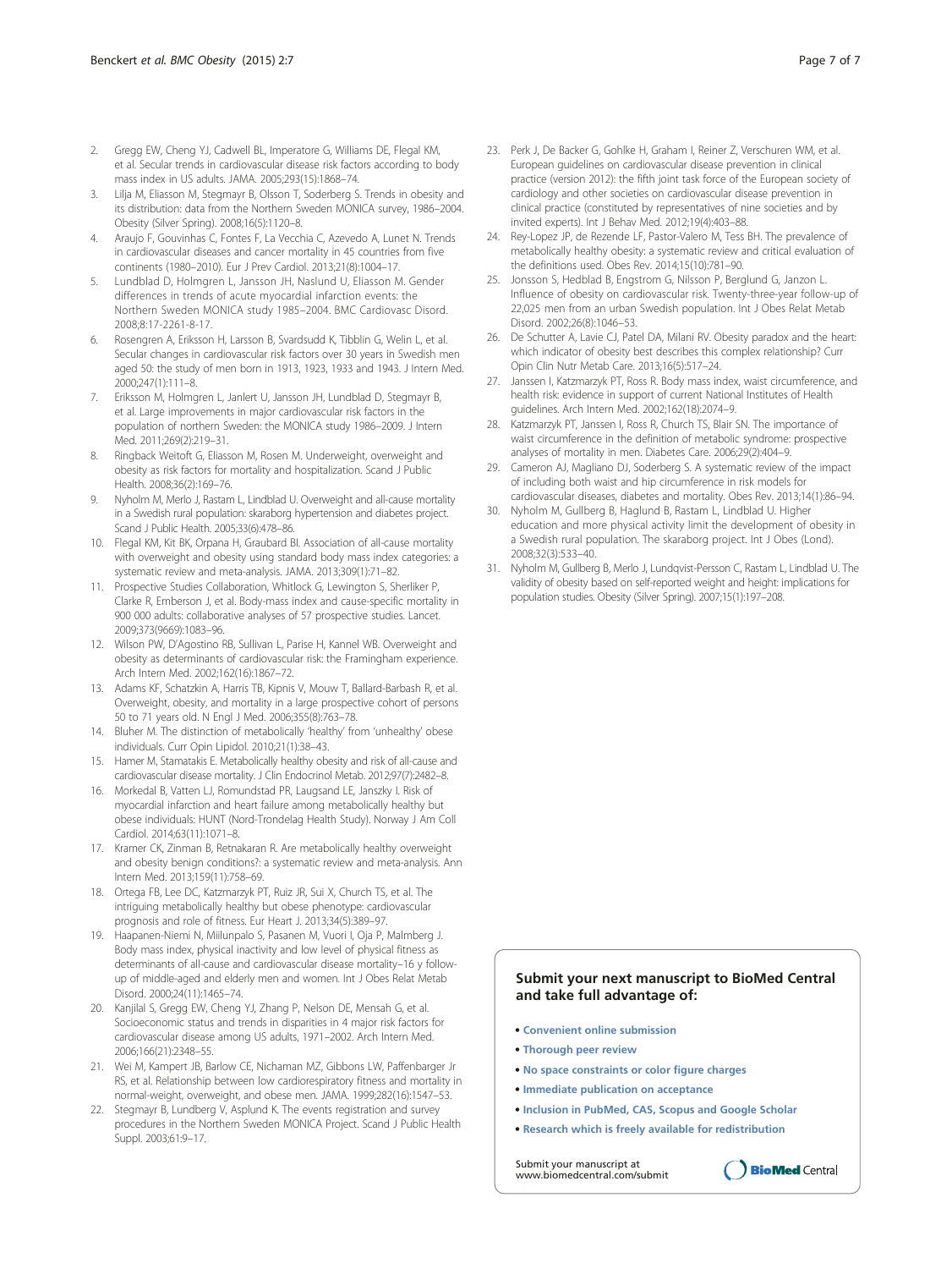2. Gregg EW, Cheng YJ, Cadwell BL, Imperatore G, Williams DE, Flegal KM, et al. Secular trends in cardiovascular disease risk factors according to body mass index in US adults. JAMA. 2005;293(15):1868–74.
3. Lilja M, Eliasson M, Stegmayr B, Olsson T, Soderberg S. Trends in obesity and its distribution: data from the Northern Sweden MONICA survey, 1986–2004. Obesity (Silver Spring). 2008;16(5):1120–8.
4. Araujo F, Gouvinhas C, Fontes F, La Vecchia C, Azevedo A, Lunet N. Trends in cardiovascular diseases and cancer mortality in 45 countries from five continents (1980–2010). Eur J Prev Cardiol. 2013;21(8):1004–17.
5. Lundblad D, Holmgren L, Jansson JH, Naslund U, Eliasson M. Gender differences in trends of acute myocardial infarction events: the Northern Sweden MONICA study 1985–2004. BMC Cardiovasc Disord. 2008;8:17-2261-8-17.
6. Rosengren A, Eriksson H, Larsson B, Svardsudd K, Tibblin G, Welin L, et al. Secular changes in cardiovascular risk factors over 30 years in Swedish men aged 50: the study of men born in 1913, 1923, 1933 and 1943. J Intern Med. 2000;247(1):111–8.
7. Eriksson M, Holmgren L, Janlert U, Jansson JH, Lundblad D, Stegmayr B, et al. Large improvements in major cardiovascular risk factors in the population of northern Sweden: the MONICA study 1986–2009. J Intern Med. 2011;269(2):219–31.
8. Ringback Weitoft G, Eliasson M, Rosen M. Underweight, overweight and obesity as risk factors for mortality and hospitalization. Scand J Public Health. 2008;36(2):169–76.
9. Nyholm M, Merlo J, Rastam L, Lindblad U. Overweight and all-cause mortality in a Swedish rural population: skaraborg hypertension and diabetes project. Scand J Public Health. 2005;33(6):478–86.
10. Flegal KM, Kit BK, Orpana H, Graubard BI. Association of all-cause mortality with overweight and obesity using standard body mass index categories: a systematic review and meta-analysis. JAMA. 2013;309(1):71–82.
11. Prospective Studies Collaboration, Whitlock G, Lewington S, Sherliker P, Clarke R, Emberson J, et al. Body-mass index and cause-specific mortality in 900 000 adults: collaborative analyses of 57 prospective studies. Lancet. 2009;373(9669):1083–96.
12. Wilson PW, D'Agostino RB, Sullivan L, Parise H, Kannel WB. Overweight and obesity as determinants of cardiovascular risk: the Framingham experience. Arch Intern Med. 2002;162(16):1867–72.
13. Adams KF, Schatzkin A, Harris TB, Kipnis V, Mouw T, Ballard-Barbash R, et al. Overweight, obesity, and mortality in a large prospective cohort of persons 50 to 71 years old. N Engl J Med. 2006;355(8):763–78.
14. Bluher M. The distinction of metabolically 'healthy' from 'unhealthy' obese individuals. Curr Opin Lipidol. 2010;21(1):38–43.
15. Hamer M, Stamatakis E. Metabolically healthy obesity and risk of all-cause and cardiovascular disease mortality. J Clin Endocrinol Metab. 2012;97(7):2482–8.
16. Morkedal B, Vatten LJ, Romundstad PR, Laugsand LE, Janszky I. Risk of myocardial infarction and heart failure among metabolically healthy but obese individuals: HUNT (Nord-Trondelag Health Study). Norway J Am Coll Cardiol. 2014;63(11):1071–8.
17. Kramer CK, Zinman B, Retnakaran R. Are metabolically healthy overweight and obesity benign conditions?: a systematic review and meta-analysis. Ann Intern Med. 2013;159(11):758–69.
18. Ortega FB, Lee DC, Katzmarzyk PT, Ruiz JR, Sui X, Church TS, et al. The intriguing metabolically healthy but obese phenotype: cardiovascular prognosis and role of fitness. Eur Heart J. 2013;34(5):389–97.
19. Haapanen-Niemi N, Miilunpalo S, Pasanen M, Vuori I, Oja P, Malmberg J. Body mass index, physical inactivity and low level of physical fitness as determinants of all-cause and cardiovascular disease mortality–16 y follow-up of middle-aged and elderly men and women. Int J Obes Relat Metab Disord. 2000;24(11):1465–74.
20. Kanjilal S, Gregg EW, Cheng YJ, Zhang P, Nelson DE, Mensah G, et al. Socioeconomic status and trends in disparities in 4 major risk factors for cardiovascular disease among US adults, 1971–2002. Arch Intern Med. 2006;166(21):2348–55.
21. Wei M, Kampert JB, Barlow CE, Nichaman MZ, Gibbons LW, Paffenbarger Jr RS, et al. Relationship between low cardiorespiratory fitness and mortality in normal-weight, overweight, and obese men. JAMA. 1999;282(16):1547–53.
22. Stegmayr B, Lundberg V, Asplund K. The events registration and survey procedures in the Northern Sweden MONICA Project. Scand J Public Health Suppl. 2003;61:9–17.
23. Perk J, De Backer G, Gohlke H, Graham I, Reiner Z, Verschuren WM, et al. European guidelines on cardiovascular disease prevention in clinical practice (version 2012): the fifth joint task force of the European society of cardiology and other societies on cardiovascular disease prevention in clinical practice (constituted by representatives of nine societies and by invited experts). Int J Behav Med. 2012;19(4):403–88.
24. Rey-Lopez JP, de Rezende LF, Pastor-Valero M, Tess BH. The prevalence of metabolically healthy obesity: a systematic review and critical evaluation of the definitions used. Obes Rev. 2014;15(10):781–90.
25. Jonsson S, Hedblad B, Engstrom G, Nilsson P, Berglund G, Janzon L. Influence of obesity on cardiovascular risk. Twenty-three-year follow-up of 22,025 men from an urban Swedish population. Int J Obes Relat Metab Disord. 2002;26(8):1046–53.
26. De Schutter A, Lavie CJ, Patel DA, Milani RV. Obesity paradox and the heart: which indicator of obesity best describes this complex relationship? Curr Opin Clin Nutr Metab Care. 2013;16(5):517–24.
27. Janssen I, Katzmarzyk PT, Ross R. Body mass index, waist circumference, and health risk: evidence in support of current National Institutes of Health guidelines. Arch Intern Med. 2002;162(18):2074–9.
28. Katzmarzyk PT, Janssen I, Ross R, Church TS, Blair SN. The importance of waist circumference in the definition of metabolic syndrome: prospective analyses of mortality in men. Diabetes Care. 2006;29(2):404–9.
29. Cameron AJ, Magliano DJ, Soderberg S. A systematic review of the impact of including both waist and hip circumference in risk models for cardiovascular diseases, diabetes and mortality. Obes Rev. 2013;14(1):86–94.
30. Nyholm M, Gullberg B, Haglund B, Rastam L, Lindblad U. Higher education and more physical activity limit the development of obesity in a Swedish rural population. The skaraborg project. Int J Obes (Lond). 2008;32(3):533–40.
31. Nyholm M, Gullberg B, Merlo J, Lundqvist-Persson C, Rastam L, Lindblad U. The validity of obesity based on self-reported weight and height: implications for population studies. Obesity (Silver Spring). 2007;15(1):197–208.

**Submit your next manuscript to BioMed Central and take full advantage of:**

- Convenient online submission
- Thorough peer review
- No space constraints or color figure charges
- Immediate publication on acceptance
- Inclusion in PubMed, CAS, Scopus and Google Scholar
- Research which is freely available for redistribution

Submit your manuscript at
www.biomedcentral.com/submit

BioMed Central